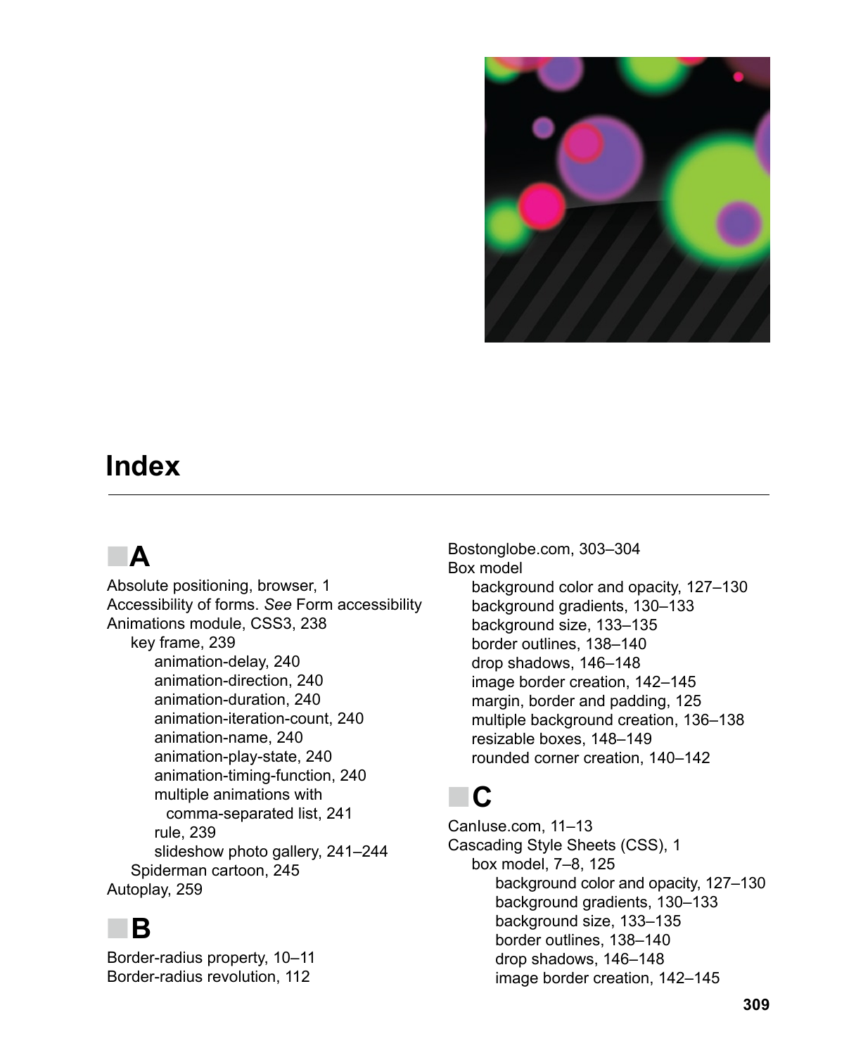# Index

## A

Absolute positioning, browser, 1
Accessibility of forms. *See* Form accessibility
Animations module, CSS3, 238
- key frame, 239
  - animation-delay, 240
  - animation-direction, 240
  - animation-duration, 240
  - animation-iteration-count, 240
  - animation-name, 240
  - animation-play-state, 240
  - animation-timing-function, 240
  - multiple animations with comma-separated list, 241
  - rule, 239
  - slideshow photo gallery, 241–244
- Spiderman cartoon, 245

Autoplay, 259

## B

Border-radius property, 10–11
Border-radius revolution, 112
Bostonglobe.com, 303–304
Box model
- background color and opacity, 127–130
- background gradients, 130–133
- background size, 133–135
- border outlines, 138–140
- drop shadows, 146–148
- image border creation, 142–145
- margin, border and padding, 125
- multiple background creation, 136–138
- resizable boxes, 148–149
- rounded corner creation, 140–142

## C

CanIuse.com, 11–13
Cascading Style Sheets (CSS), 1
- box model, 7–8, 125
  - background color and opacity, 127–130
  - background gradients, 130–133
  - background size, 133–135
  - border outlines, 138–140
  - drop shadows, 146–148
  - image border creation, 142–145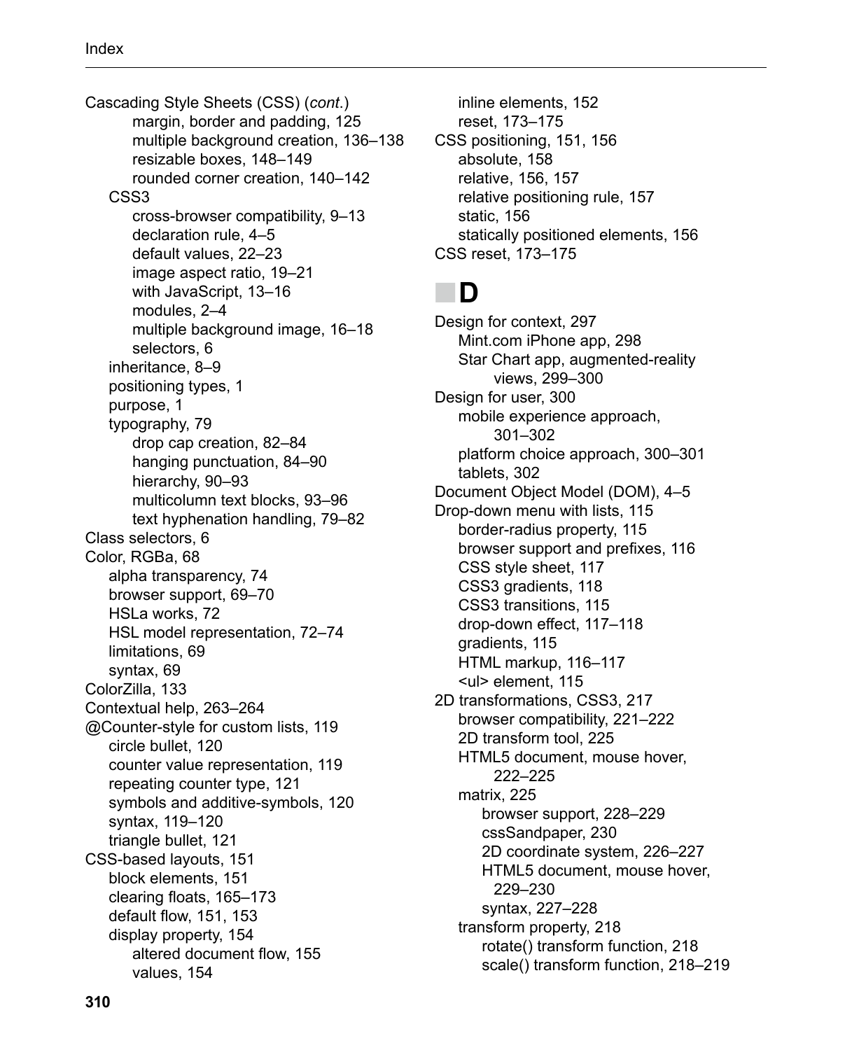Cascading Style Sheets (CSS) (*cont.*)
- margin, border and padding, 125
- multiple background creation, 136–138
- resizable boxes, 148–149
- rounded corner creation, 140–142

  - CSS3
    - cross-browser compatibility, 9–13
    - declaration rule, 4–5
    - default values, 22–23
    - image aspect ratio, 19–21
    - with JavaScript, 13–16
    - modules, 2–4
    - multiple background image, 16–18
    - selectors, 6
  - inheritance, 8–9
  - positioning types, 1
  - purpose, 1
  - typography, 79
    - drop cap creation, 82–84
    - hanging punctuation, 84–90
    - hierarchy, 90–93
    - multicolumn text blocks, 93–96
    - text hyphenation handling, 79–82

Class selectors, 6

Color, RGBa, 68
- alpha transparency, 74
- browser support, 69–70
- HSLa works, 72
- HSL model representation, 72–74
- limitations, 69
- syntax, 69

ColorZilla, 133

Contextual help, 263–264

@Counter-style for custom lists, 119
- circle bullet, 120
- counter value representation, 119
- repeating counter type, 121
- symbols and additive-symbols, 120
- syntax, 119–120
- triangle bullet, 121

CSS-based layouts, 151
- block elements, 151
- clearing floats, 165–173
- default flow, 151, 153
- display property, 154
  - altered document flow, 155
  - values, 154
- inline elements, 152
- reset, 173–175

CSS positioning, 151, 156
- absolute, 158
- relative, 156, 157
- relative positioning rule, 157
- static, 156
- statically positioned elements, 156

CSS reset, 173–175

## D

Design for context, 297
- Mint.com iPhone app, 298
- Star Chart app, augmented-reality views, 299–300

Design for user, 300
- mobile experience approach, 301–302
- platform choice approach, 300–301
- tablets, 302

Document Object Model (DOM), 4–5

Drop-down menu with lists, 115
- border-radius property, 115
- browser support and prefixes, 116
- CSS style sheet, 117
- CSS3 gradients, 118
- CSS3 transitions, 115
- drop-down effect, 117–118
- gradients, 115
- HTML markup, 116–117
- <ul> element, 115

2D transformations, CSS3, 217
- browser compatibility, 221–222
- 2D transform tool, 225
- HTML5 document, mouse hover, 222–225
- matrix, 225
  - browser support, 228–229
  - cssSandpaper, 230
  - 2D coordinate system, 226–227
  - HTML5 document, mouse hover, 229–230
  - syntax, 227–228
- transform property, 218
  - rotate() transform function, 218
  - scale() transform function, 218–219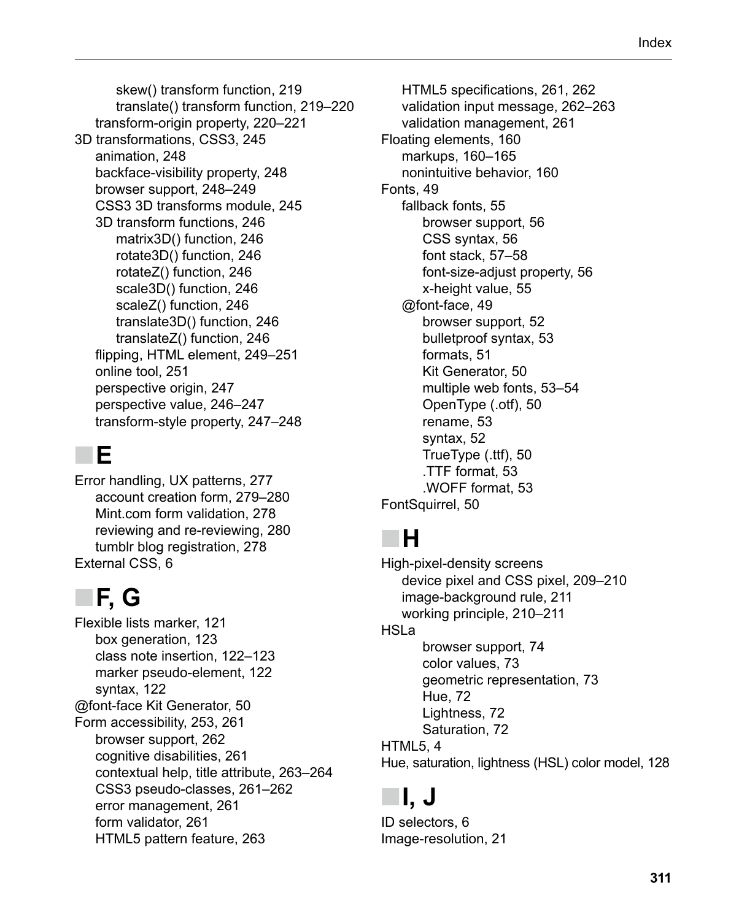- skew() transform function, 219
        - translate() transform function, 219–220
    - transform-origin property, 220–221
- 3D transformations, CSS3, 245
    - animation, 248
    - backface-visibility property, 248
    - browser support, 248–249
    - CSS3 3D transforms module, 245
    - 3D transform functions, 246
        - matrix3D() function, 246
        - rotate3D() function, 246
        - rotateZ() function, 246
        - scale3D() function, 246
        - scaleZ() function, 246
        - translate3D() function, 246
        - translateZ() function, 246
    - flipping, HTML element, 249–251
    - online tool, 251
    - perspective origin, 247
    - perspective value, 246–247
    - transform-style property, 247–248

## E

- Error handling, UX patterns, 277
    - account creation form, 279–280
    - Mint.com form validation, 278
    - reviewing and re-reviewing, 280
    - tumblr blog registration, 278
- External CSS, 6

## F, G

- Flexible lists marker, 121
    - box generation, 123
    - class note insertion, 122–123
    - marker pseudo-element, 122
    - syntax, 122
- @font-face Kit Generator, 50
- Form accessibility, 253, 261
    - browser support, 262
    - cognitive disabilities, 261
    - contextual help, title attribute, 263–264
    - CSS3 pseudo-classes, 261–262
    - error management, 261
    - form validator, 261
    - HTML5 pattern feature, 263
    - HTML5 specifications, 261, 262
    - validation input message, 262–263
    - validation management, 261
- Floating elements, 160
    - markups, 160–165
    - nonintuitive behavior, 160
- Fonts, 49
    - fallback fonts, 55
        - browser support, 56
        - CSS syntax, 56
        - font stack, 57–58
        - font-size-adjust property, 56
        - x-height value, 55
    - @font-face, 49
        - browser support, 52
        - bulletproof syntax, 53
        - formats, 51
        - Kit Generator, 50
        - multiple web fonts, 53–54
        - OpenType (.otf), 50
        - rename, 53
        - syntax, 52
        - TrueType (.ttf), 50
        - .TTF format, 53
        - .WOFF format, 53
- FontSquirrel, 50

## H

- High-pixel-density screens
    - device pixel and CSS pixel, 209–210
    - image-background rule, 211
    - working principle, 210–211
- HSLa
        - browser support, 74
        - color values, 73
        - geometric representation, 73
        - Hue, 72
        - Lightness, 72
        - Saturation, 72
- HTML5, 4
- Hue, saturation, lightness (HSL) color model, 128

## I, J

- ID selectors, 6
- Image-resolution, 21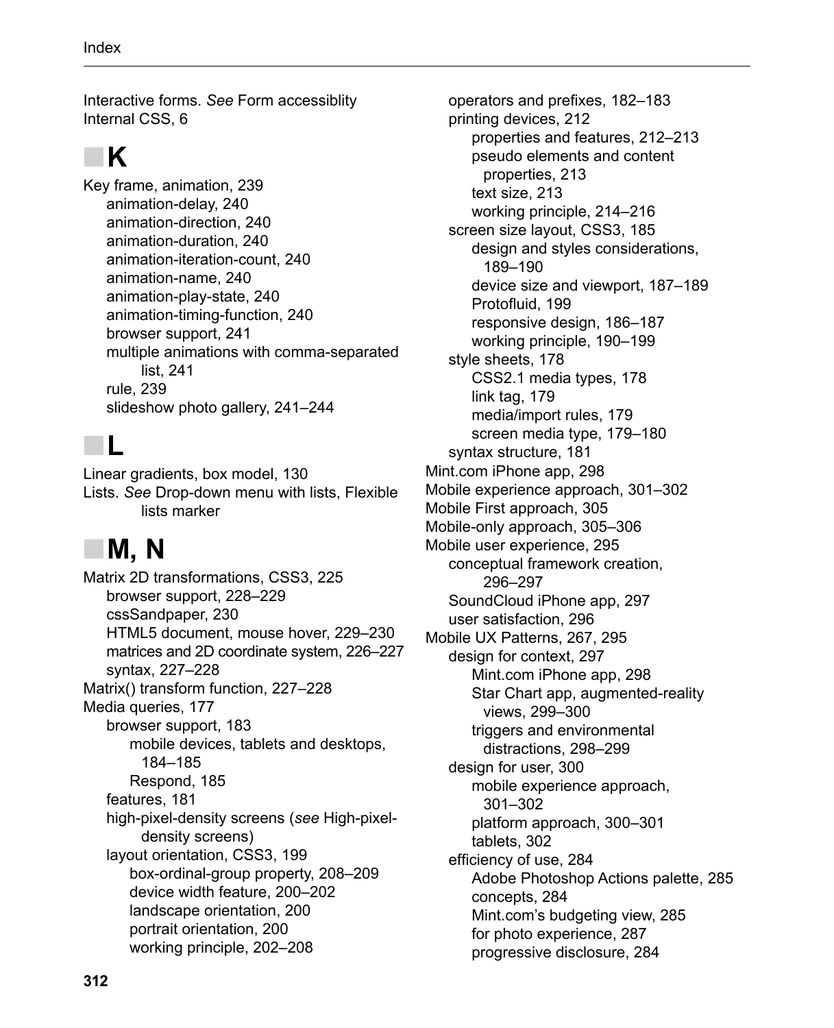Interactive forms. *See* Form accessiblity
Internal CSS, 6

## K

Key frame, animation, 239
- animation-delay, 240
- animation-direction, 240
- animation-duration, 240
- animation-iteration-count, 240
- animation-name, 240
- animation-play-state, 240
- animation-timing-function, 240
- browser support, 241
- multiple animations with comma-separated list, 241
- rule, 239
- slideshow photo gallery, 241–244

## L

Linear gradients, box model, 130
Lists. *See* Drop-down menu with lists, Flexible lists marker

## M, N

Matrix 2D transformations, CSS3, 225
- browser support, 228–229
- cssSandpaper, 230
- HTML5 document, mouse hover, 229–230
- matrices and 2D coordinate system, 226–227
- syntax, 227–228

Matrix() transform function, 227–228
Media queries, 177
- browser support, 183
  - mobile devices, tablets and desktops, 184–185
  - Respond, 185
- features, 181
- high-pixel-density screens (*see* High-pixel-density screens)
- layout orientation, CSS3, 199
  - box-ordinal-group property, 208–209
  - device width feature, 200–202
  - landscape orientation, 200
  - portrait orientation, 200
  - working principle, 202–208
- operators and prefixes, 182–183
- printing devices, 212
  - properties and features, 212–213
  - pseudo elements and content properties, 213
  - text size, 213
  - working principle, 214–216
- screen size layout, CSS3, 185
  - design and styles considerations, 189–190
  - device size and viewport, 187–189
  - Protofluid, 199
  - responsive design, 186–187
  - working principle, 190–199
- style sheets, 178
  - CSS2.1 media types, 178
  - link tag, 179
  - media/import rules, 179
  - screen media type, 179–180
- syntax structure, 181

Mint.com iPhone app, 298
Mobile experience approach, 301–302
Mobile First approach, 305
Mobile-only approach, 305–306
Mobile user experience, 295
- conceptual framework creation, 296–297
- SoundCloud iPhone app, 297
- user satisfaction, 296

Mobile UX Patterns, 267, 295
- design for context, 297
  - Mint.com iPhone app, 298
  - Star Chart app, augmented-reality views, 299–300
  - triggers and environmental distractions, 298–299
- design for user, 300
  - mobile experience approach, 301–302
  - platform approach, 300–301
  - tablets, 302
- efficiency of use, 284
  - Adobe Photoshop Actions palette, 285
  - concepts, 284
  - Mint.com's budgeting view, 285
  - for photo experience, 287
  - progressive disclosure, 284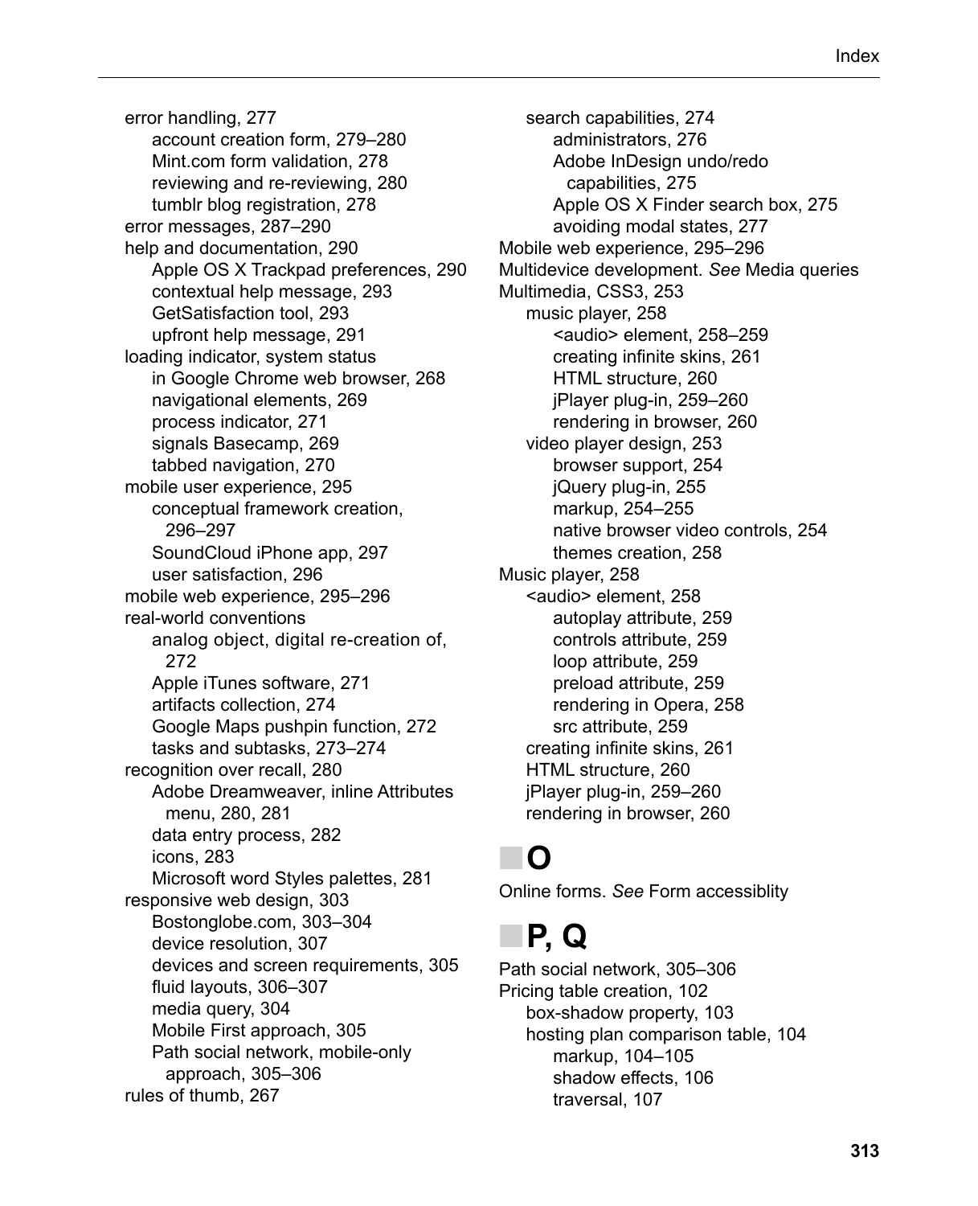error handling, 277
- account creation form, 279–280
- Mint.com form validation, 278
- reviewing and re-reviewing, 280
- tumblr blog registration, 278

error messages, 287–290

help and documentation, 290
- Apple OS X Trackpad preferences, 290
- contextual help message, 293
- GetSatisfaction tool, 293
- upfront help message, 291

loading indicator, system status
- in Google Chrome web browser, 268
- navigational elements, 269
- process indicator, 271
- signals Basecamp, 269
- tabbed navigation, 270

mobile user experience, 295
- conceptual framework creation, 296–297
- SoundCloud iPhone app, 297
- user satisfaction, 296

mobile web experience, 295–296

real-world conventions
- analog object, digital re-creation of, 272
- Apple iTunes software, 271
- artifacts collection, 274
- Google Maps pushpin function, 272
- tasks and subtasks, 273–274

recognition over recall, 280
- Adobe Dreamweaver, inline Attributes menu, 280, 281
- data entry process, 282
- icons, 283
- Microsoft word Styles palettes, 281

responsive web design, 303
- Bostonglobe.com, 303–304
- device resolution, 307
- devices and screen requirements, 305
- fluid layouts, 306–307
- media query, 304
- Mobile First approach, 305
- Path social network, mobile-only approach, 305–306

rules of thumb, 267

search capabilities, 274
- administrators, 276
- Adobe InDesign undo/redo capabilities, 275
- Apple OS X Finder search box, 275
- avoiding modal states, 277

Mobile web experience, 295–296

Multidevice development. *See* Media queries

Multimedia, CSS3, 253
- music player, 258
  - <audio> element, 258–259
  - creating infinite skins, 261
  - HTML structure, 260
  - jPlayer plug-in, 259–260
  - rendering in browser, 260
- video player design, 253
  - browser support, 254
  - jQuery plug-in, 255
  - markup, 254–255
  - native browser video controls, 254
  - themes creation, 258

Music player, 258
- <audio> element, 258
  - autoplay attribute, 259
  - controls attribute, 259
  - loop attribute, 259
  - preload attribute, 259
  - rendering in Opera, 258
  - src attribute, 259
- creating infinite skins, 261
- HTML structure, 260
- jPlayer plug-in, 259–260
- rendering in browser, 260

## O

Online forms. *See* Form accessiblity

## P, Q

Path social network, 305–306

Pricing table creation, 102
- box-shadow property, 103
- hosting plan comparison table, 104
  - markup, 104–105
  - shadow effects, 106
  - traversal, 107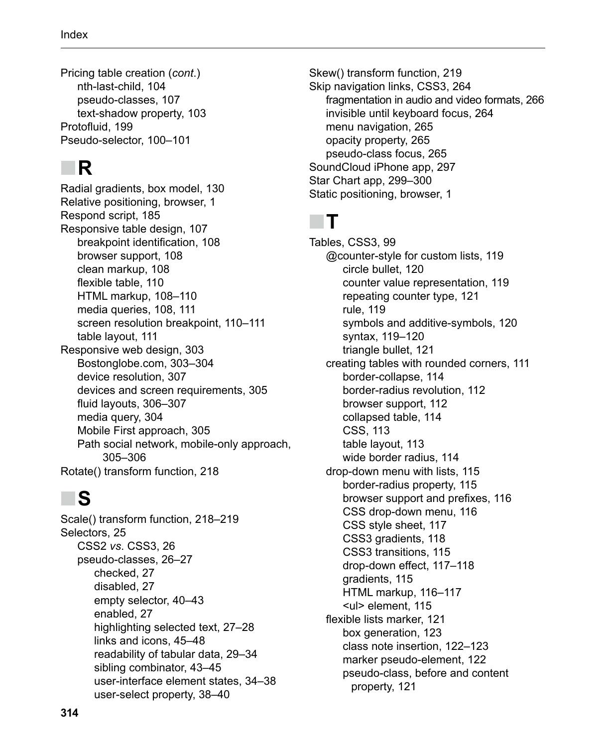Pricing table creation (*cont.*)
- nth-last-child, 104
- pseudo-classes, 107
- text-shadow property, 103

Protofluid, 199
Pseudo-selector, 100–101

## R

Radial gradients, box model, 130
Relative positioning, browser, 1
Respond script, 185
Responsive table design, 107
- breakpoint identification, 108
- browser support, 108
- clean markup, 108
- flexible table, 110
- HTML markup, 108–110
- media queries, 108, 111
- screen resolution breakpoint, 110–111
- table layout, 111

Responsive web design, 303
- Bostonglobe.com, 303–304
- device resolution, 307
- devices and screen requirements, 305
- fluid layouts, 306–307
- media query, 304
- Mobile First approach, 305
- Path social network, mobile-only approach, 305–306

Rotate() transform function, 218

## S

Scale() transform function, 218–219
Selectors, 25
- CSS2 *vs*. CSS3, 26
- pseudo-classes, 26–27
  - checked, 27
  - disabled, 27
  - empty selector, 40–43
  - enabled, 27
  - highlighting selected text, 27–28
  - links and icons, 45–48
  - readability of tabular data, 29–34
  - sibling combinator, 43–45
  - user-interface element states, 34–38
  - user-select property, 38–40

Skew() transform function, 219
Skip navigation links, CSS3, 264
- fragmentation in audio and video formats, 266
- invisible until keyboard focus, 264
- menu navigation, 265
- opacity property, 265
- pseudo-class focus, 265

SoundCloud iPhone app, 297
Star Chart app, 299–300
Static positioning, browser, 1

## T

Tables, CSS3, 99
- @counter-style for custom lists, 119
  - circle bullet, 120
  - counter value representation, 119
  - repeating counter type, 121
  - rule, 119
  - symbols and additive-symbols, 120
  - syntax, 119–120
  - triangle bullet, 121
- creating tables with rounded corners, 111
  - border-collapse, 114
  - border-radius revolution, 112
  - browser support, 112
  - collapsed table, 114
  - CSS, 113
  - table layout, 113
  - wide border radius, 114
- drop-down menu with lists, 115
  - border-radius property, 115
  - browser support and prefixes, 116
  - CSS drop-down menu, 116
  - CSS style sheet, 117
  - CSS3 gradients, 118
  - CSS3 transitions, 115
  - drop-down effect, 117–118
  - gradients, 115
  - HTML markup, 116–117
  - <ul> element, 115
- flexible lists marker, 121
  - box generation, 123
  - class note insertion, 122–123
  - marker pseudo-element, 122
  - pseudo-class, before and content property, 121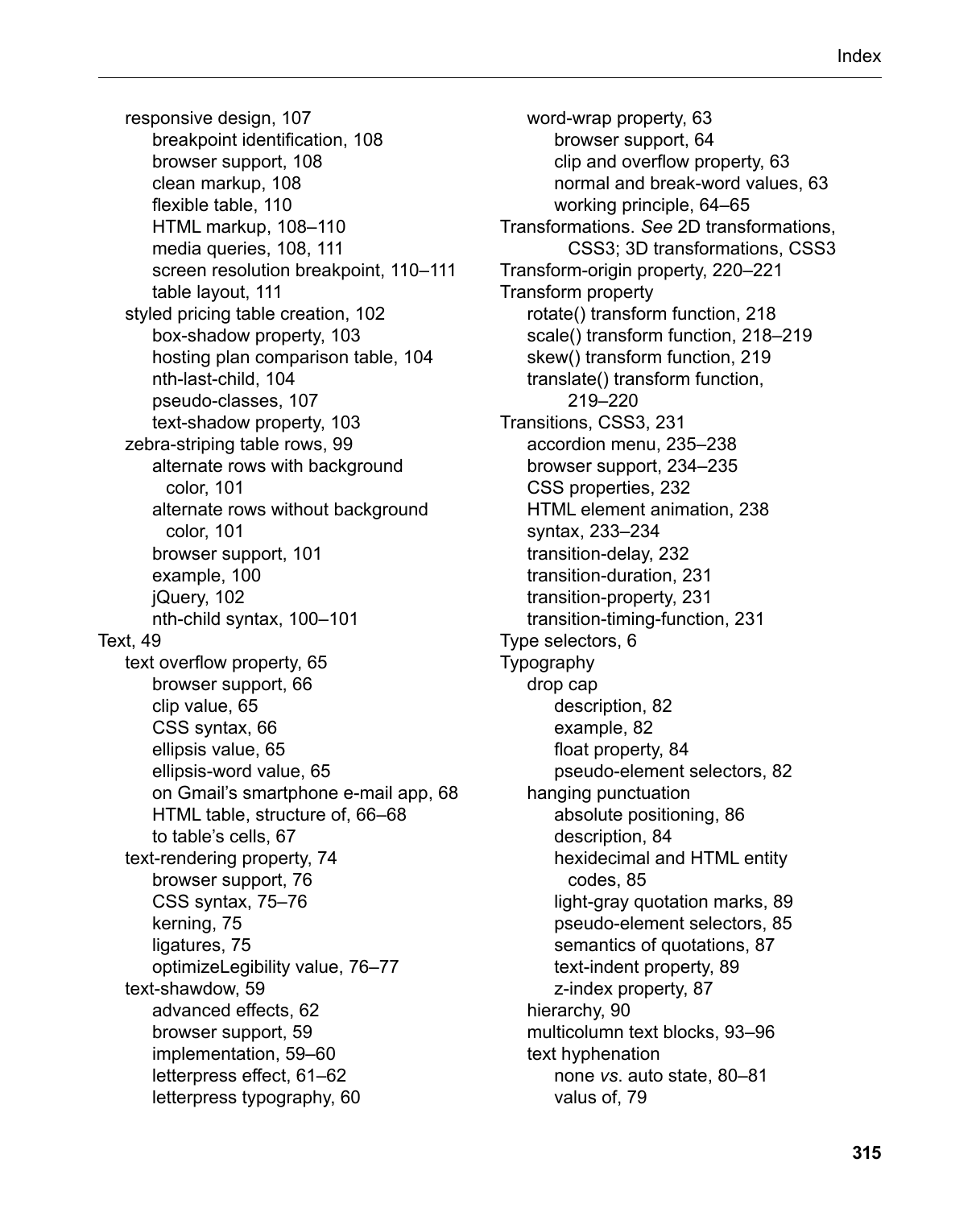- responsive design, 107
  - breakpoint identification, 108
  - browser support, 108
  - clean markup, 108
  - flexible table, 110
  - HTML markup, 108–110
  - media queries, 108, 111
  - screen resolution breakpoint, 110–111
  - table layout, 111
- styled pricing table creation, 102
  - box-shadow property, 103
  - hosting plan comparison table, 104
  - nth-last-child, 104
  - pseudo-classes, 107
  - text-shadow property, 103
- zebra-striping table rows, 99
  - alternate rows with background color, 101
  - alternate rows without background color, 101
  - browser support, 101
  - example, 100
  - jQuery, 102
  - nth-child syntax, 100–101

Text, 49

- text overflow property, 65
  - browser support, 66
  - clip value, 65
  - CSS syntax, 66
  - ellipsis value, 65
  - ellipsis-word value, 65
  - on Gmail's smartphone e-mail app, 68
  - HTML table, structure of, 66–68
  - to table's cells, 67
- text-rendering property, 74
  - browser support, 76
  - CSS syntax, 75–76
  - kerning, 75
  - ligatures, 75
  - optimizeLegibility value, 76–77
- text-shawdow, 59
  - advanced effects, 62
  - browser support, 59
  - implementation, 59–60
  - letterpress effect, 61–62
  - letterpress typography, 60
- word-wrap property, 63
  - browser support, 64
  - clip and overflow property, 63
  - normal and break-word values, 63
  - working principle, 64–65

Transformations. *See* 2D transformations, CSS3; 3D transformations, CSS3

Transform-origin property, 220–221

Transform property

- rotate() transform function, 218
- scale() transform function, 218–219
- skew() transform function, 219
- translate() transform function, 219–220

Transitions, CSS3, 231

- accordion menu, 235–238
- browser support, 234–235
- CSS properties, 232
- HTML element animation, 238
- syntax, 233–234
- transition-delay, 232
- transition-duration, 231
- transition-property, 231
- transition-timing-function, 231

Type selectors, 6

Typography

- drop cap
  - description, 82
  - example, 82
  - float property, 84
  - pseudo-element selectors, 82
- hanging punctuation
  - absolute positioning, 86
  - description, 84
  - hexidecimal and HTML entity codes, 85
  - light-gray quotation marks, 89
  - pseudo-element selectors, 85
  - semantics of quotations, 87
  - text-indent property, 89
  - z-index property, 87
- hierarchy, 90
- multicolumn text blocks, 93–96
- text hyphenation
  - none *vs.* auto state, 80–81
  - valus of, 79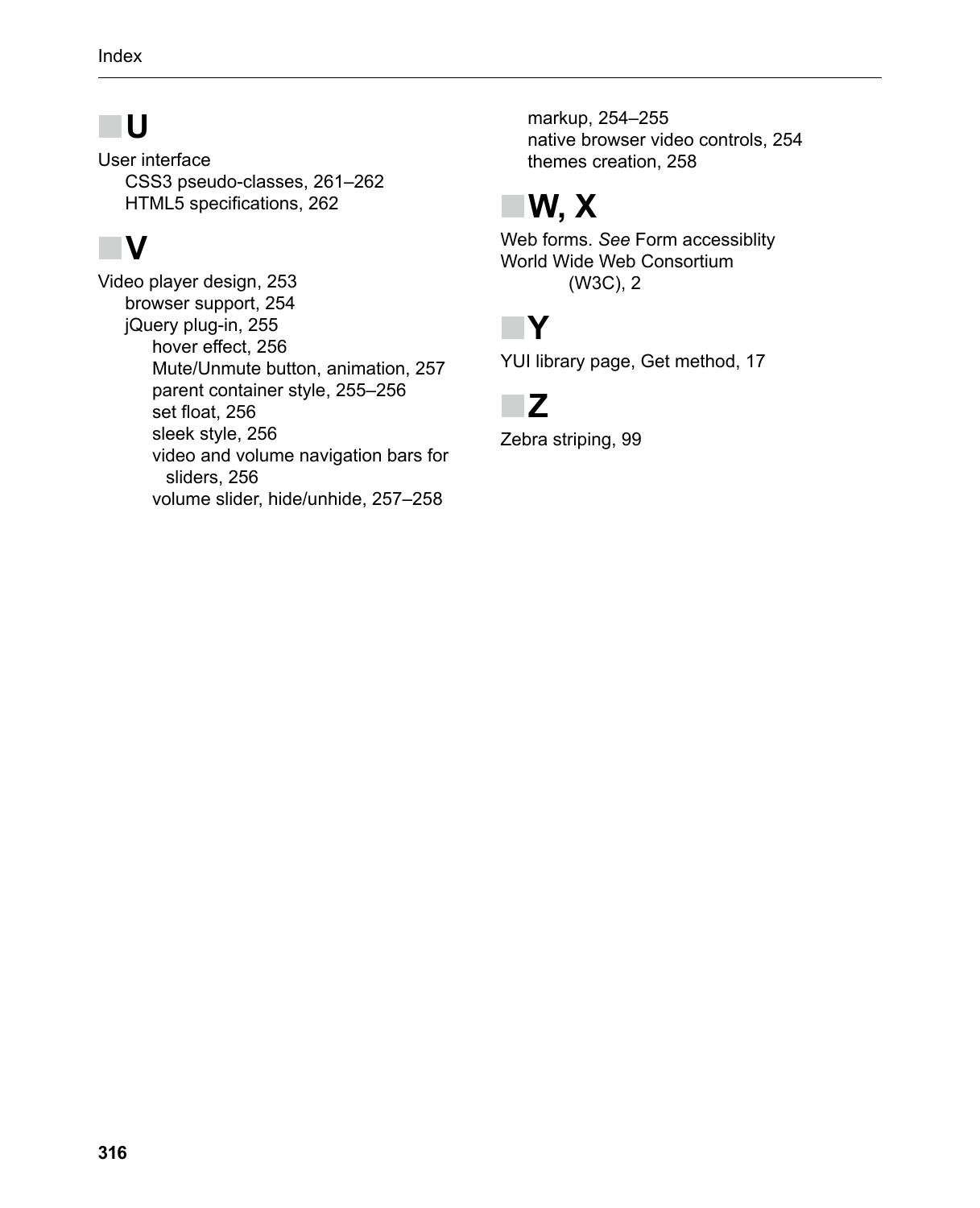## U

User interface
- CSS3 pseudo-classes, 261–262
- HTML5 specifications, 262

## V

Video player design, 253
- browser support, 254
- jQuery plug-in, 255
  - hover effect, 256
  - Mute/Unmute button, animation, 257
  - parent container style, 255–256
  - set float, 256
  - sleek style, 256
  - video and volume navigation bars for sliders, 256
  - volume slider, hide/unhide, 257–258
- markup, 254–255
- native browser video controls, 254
- themes creation, 258

## W, X

Web forms. *See* Form accessiblity

World Wide Web Consortium (W3C), 2

## Y

YUI library page, Get method, 17

## Z

Zebra striping, 99